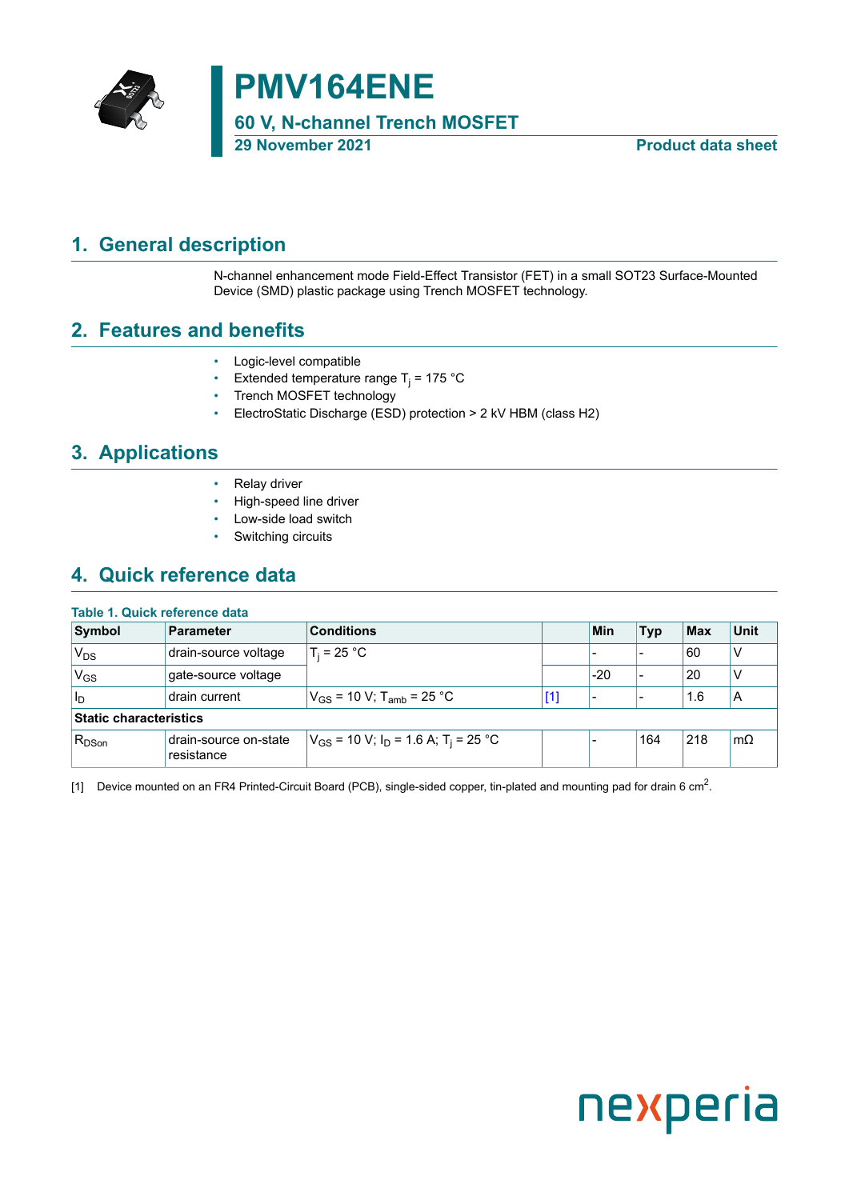# PMV164ENE

## 60 V, N-channel Trench MOSFET

29 November 2021 — Product data sheet

## 1. General description

N-channel enhancement mode Field-Effect Transistor (FET) in a small SOT23 Surface-Mounted Device (SMD) plastic package using Trench MOSFET technology.

## 2. Features and benefits

- Logic-level compatible
- Extended temperature range $T_j$ = 175 °C
- Trench MOSFET technology
- ElectroStatic Discharge (ESD) protection > 2 kV HBM (class H2)

## 3. Applications

- Relay driver
- High-speed line driver
- Low-side load switch
- Switching circuits

## 4. Quick reference data

**Table 1. Quick reference data**

| Symbol | Parameter | Conditions | | Min | Typ | Max | Unit |
|---|---|---|---|---|---|---|---|
| $V_{DS}$ | drain-source voltage | $T_j$ = 25 °C | | - | - | 60 | V |
| $V_{GS}$ | gate-source voltage | | | -20 | - | 20 | V |
| $I_D$ | drain current | $V_{GS}$ = 10 V; $T_{amb}$ = 25 °C | [1] | - | - | 1.6 | A |
| **Static characteristics** | | | | | | | |
| $R_{DSon}$ | drain-source on-state resistance | $V_{GS}$ = 10 V; $I_D$ = 1.6 A; $T_j$ = 25 °C | | - | 164 | 218 | mΩ |

[1] Device mounted on an FR4 Printed-Circuit Board (PCB), single-sided copper, tin-plated and mounting pad for drain 6 $cm^2$.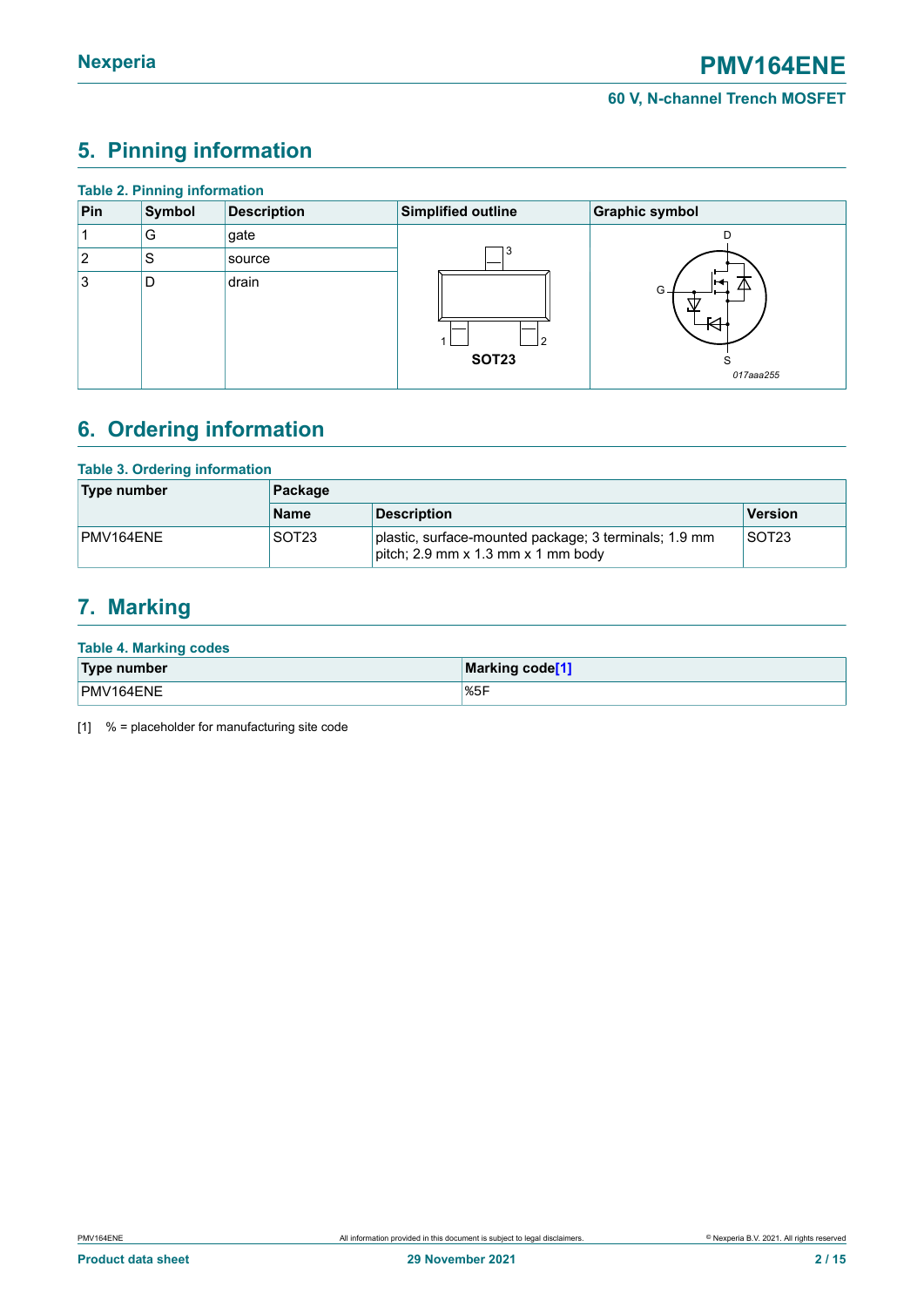## 5. Pinning information

**Table 2. Pinning information**

| Pin | Symbol | Description | Simplified outline | Graphic symbol |
|---|---|---|---|---|
| 1 | G | gate | SOT23 | 017aaa255 |
| 2 | S | source | | |
| 3 | D | drain | | |

## 6. Ordering information

**Table 3. Ordering information**

| Type number | Package | | |
|---|---|---|---|
| | Name | Description | Version |
| PMV164ENE | SOT23 | plastic, surface-mounted package; 3 terminals; 1.9 mm pitch; 2.9 mm x 1.3 mm x 1 mm body | SOT23 |

## 7. Marking

**Table 4. Marking codes**

| Type number | Marking code[1] |
|---|---|
| PMV164ENE | %5F |

[1] % = placeholder for manufacturing site code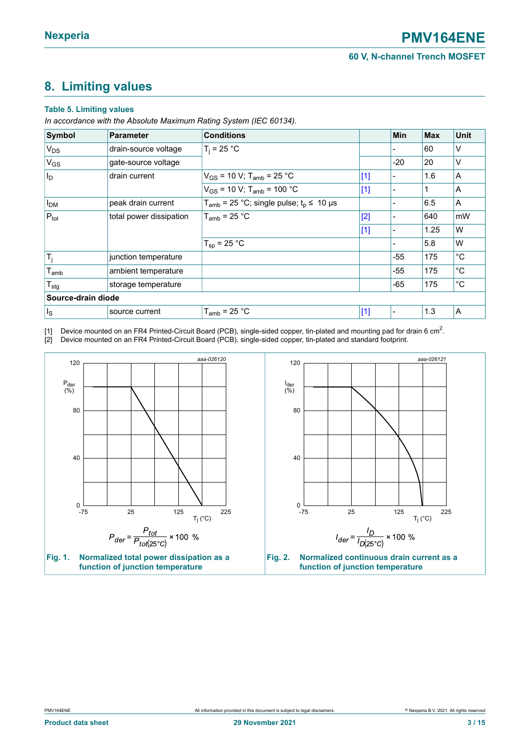## 8. Limiting values

**Table 5. Limiting values**

*In accordance with the Absolute Maximum Rating System (IEC 60134).*

| Symbol | Parameter | Conditions | | Min | Max | Unit |
|---|---|---|---|---|---|---|
| $V_{DS}$ | drain-source voltage | $T_j$ = 25 °C | | - | 60 | V |
| $V_{GS}$ | gate-source voltage | | | -20 | 20 | V |
| $I_D$ | drain current | $V_{GS}$ = 10 V; $T_{amb}$ = 25 °C | [1] | - | 1.6 | A |
| | | $V_{GS}$ = 10 V; $T_{amb}$ = 100 °C | [1] | - | 1 | A |
| $I_{DM}$ | peak drain current | $T_{amb}$ = 25 °C; single pulse; $t_p$ ≤ 10 µs | | - | 6.5 | A |
| $P_{tot}$ | total power dissipation | $T_{amb}$ = 25 °C | [2] | - | 640 | mW |
| | | | [1] | - | 1.25 | W |
| | | $T_{sp}$ = 25 °C | | - | 5.8 | W |
| $T_j$ | junction temperature | | | -55 | 175 | °C |
| $T_{amb}$ | ambient temperature | | | -55 | 175 | °C |
| $T_{stg}$ | storage temperature | | | -65 | 175 | °C |
| **Source-drain diode** | | | | | | |
| $I_S$ | source current | $T_{amb}$ = 25 °C | [1] | - | 1.3 | A |

[1] Device mounted on an FR4 Printed-Circuit Board (PCB), single-sided copper, tin-plated and mounting pad for drain 6 $cm^2$.

[2] Device mounted on an FR4 Printed-Circuit Board (PCB), single-sided copper, tin-plated and standard footprint.

$$P_{der} = \frac{P_{tot}}{P_{tot(25°C)}} \times 100\ \%$$

**Fig. 1. Normalized total power dissipation as a function of junction temperature**

$$I_{der} = \frac{I_D}{I_{D(25°C)}} \times 100\ \%$$

**Fig. 2. Normalized continuous drain current as a function of junction temperature**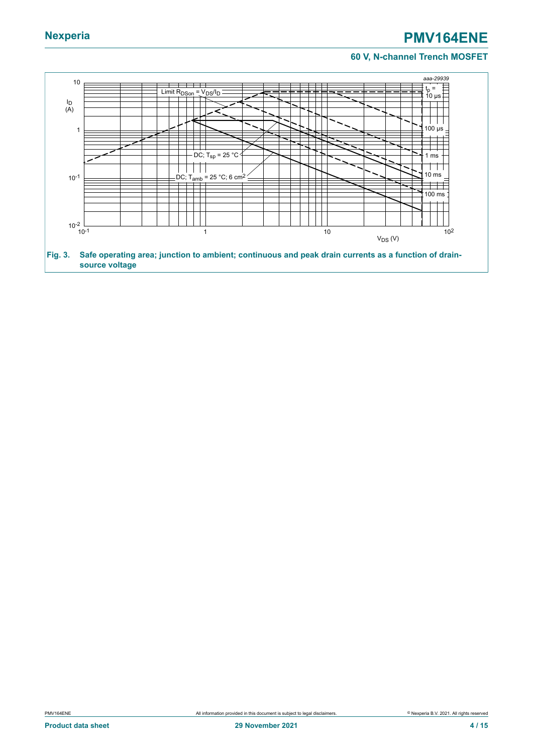aaa-29939

Limit $R_{DSon} = V_{DS}/I_D$

$t_p$ = 10 µs

100 µs

1 ms

10 ms

100 ms

DC; $T_{sp}$ = 25 °C

DC; $T_{amb}$ = 25 °C; 6 cm²

$I_D$ (A)

$V_{DS}$ (V)

**Fig. 3. Safe operating area; junction to ambient; continuous and peak drain currents as a function of drain-source voltage**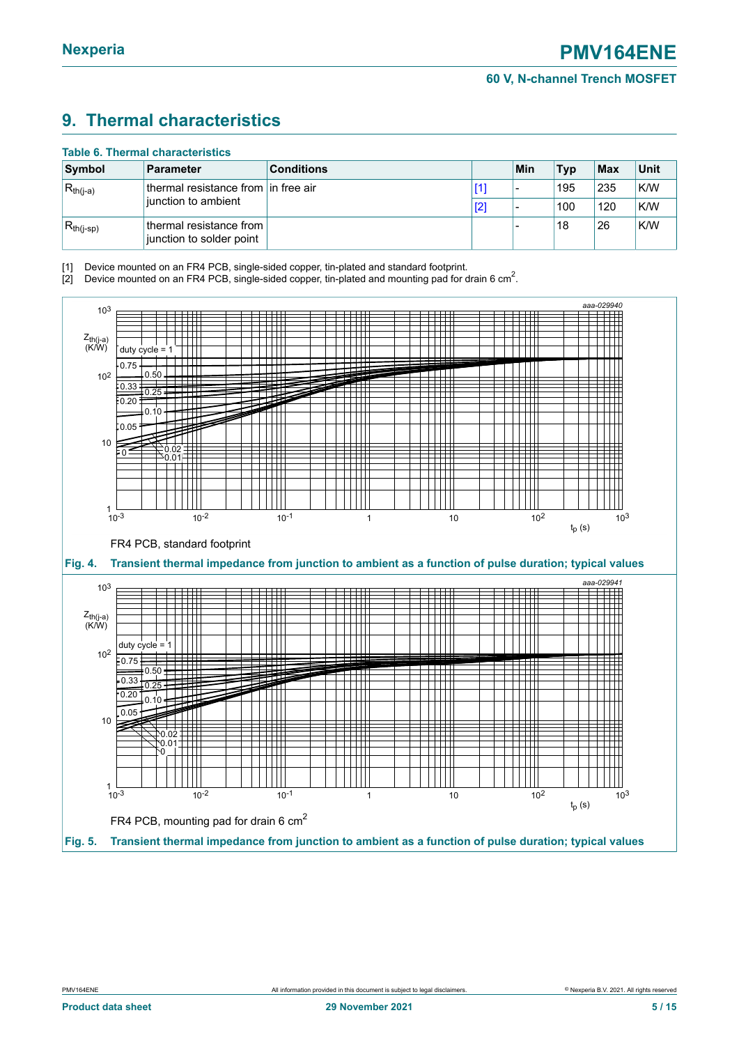## 9. Thermal characteristics

**Table 6. Thermal characteristics**

| Symbol | Parameter | Conditions | | Min | Typ | Max | Unit |
|---|---|---|---|---|---|---|---|
| $R_{th(j-a)}$ | thermal resistance from junction to ambient | in free air | [1] | - | 195 | 235 | K/W |
| | | | [2] | - | 100 | 120 | K/W |
| $R_{th(j-sp)}$ | thermal resistance from junction to solder point | | | - | 18 | 26 | K/W |

[1] Device mounted on an FR4 PCB, single-sided copper, tin-plated and standard footprint.
[2] Device mounted on an FR4 PCB, single-sided copper, tin-plated and mounting pad for drain 6 $cm^2$.

FR4 PCB, standard footprint

**Fig. 4. Transient thermal impedance from junction to ambient as a function of pulse duration; typical values**

FR4 PCB, mounting pad for drain 6 $cm^2$

**Fig. 5. Transient thermal impedance from junction to ambient as a function of pulse duration; typical values**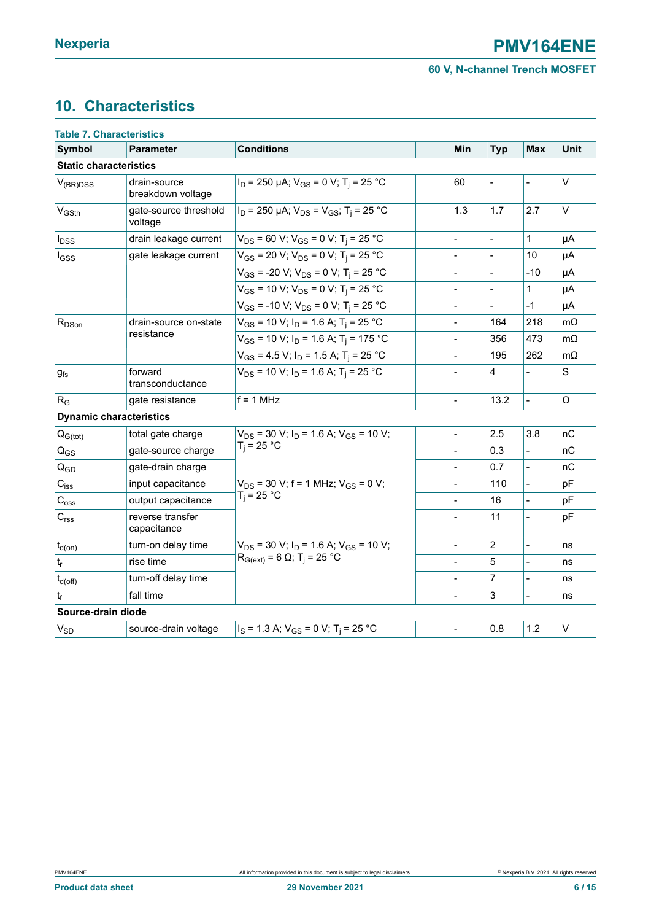## 10. Characteristics

**Table 7. Characteristics**

| Symbol | Parameter | Conditions | | Min | Typ | Max | Unit |
|---|---|---|---|---|---|---|---|
| **Static characteristics** | | | | | | | |
| $V_{(BR)DSS}$ | drain-source breakdown voltage | $I_D$ = 250 µA; $V_{GS}$ = 0 V; $T_j$ = 25 °C | | 60 | - | - | V |
| $V_{GSth}$ | gate-source threshold voltage | $I_D$ = 250 µA; $V_{DS}$ = $V_{GS}$; $T_j$ = 25 °C | | 1.3 | 1.7 | 2.7 | V |
| $I_{DSS}$ | drain leakage current | $V_{DS}$ = 60 V; $V_{GS}$ = 0 V; $T_j$ = 25 °C | | - | - | 1 | µA |
| $I_{GSS}$ | gate leakage current | $V_{GS}$ = 20 V; $V_{DS}$ = 0 V; $T_j$ = 25 °C | | - | - | 10 | µA |
| | | $V_{GS}$ = -20 V; $V_{DS}$ = 0 V; $T_j$ = 25 °C | | - | - | -10 | µA |
| | | $V_{GS}$ = 10 V; $V_{DS}$ = 0 V; $T_j$ = 25 °C | | - | - | 1 | µA |
| | | $V_{GS}$ = -10 V; $V_{DS}$ = 0 V; $T_j$ = 25 °C | | - | - | -1 | µA |
| $R_{DSon}$ | drain-source on-state resistance | $V_{GS}$ = 10 V; $I_D$ = 1.6 A; $T_j$ = 25 °C | | - | 164 | 218 | mΩ |
| | | $V_{GS}$ = 10 V; $I_D$ = 1.6 A; $T_j$ = 175 °C | | - | 356 | 473 | mΩ |
| | | $V_{GS}$ = 4.5 V; $I_D$ = 1.5 A; $T_j$ = 25 °C | | - | 195 | 262 | mΩ |
| $g_{fs}$ | forward transconductance | $V_{DS}$ = 10 V; $I_D$ = 1.6 A; $T_j$ = 25 °C | | - | 4 | - | S |
| $R_G$ | gate resistance | f = 1 MHz | | - | 13.2 | - | Ω |
| **Dynamic characteristics** | | | | | | | |
| $Q_{G(tot)}$ | total gate charge | $V_{DS}$ = 30 V; $I_D$ = 1.6 A; $V_{GS}$ = 10 V; $T_j$ = 25 °C | | - | 2.5 | 3.8 | nC |
| $Q_{GS}$ | gate-source charge | | | - | 0.3 | - | nC |
| $Q_{GD}$ | gate-drain charge | | | - | 0.7 | - | nC |
| $C_{iss}$ | input capacitance | $V_{DS}$ = 30 V; f = 1 MHz; $V_{GS}$ = 0 V; $T_j$ = 25 °C | | - | 110 | - | pF |
| $C_{oss}$ | output capacitance | | | - | 16 | - | pF |
| $C_{rss}$ | reverse transfer capacitance | | | - | 11 | - | pF |
| $t_{d(on)}$ | turn-on delay time | $V_{DS}$ = 30 V; $I_D$ = 1.6 A; $V_{GS}$ = 10 V; $R_{G(ext)}$ = 6 Ω; $T_j$ = 25 °C | | - | 2 | - | ns |
| $t_r$ | rise time | | | - | 5 | - | ns |
| $t_{d(off)}$ | turn-off delay time | | | - | 7 | - | ns |
| $t_f$ | fall time | | | - | 3 | - | ns |
| **Source-drain diode** | | | | | | | |
| $V_{SD}$ | source-drain voltage | $I_S$ = 1.3 A; $V_{GS}$ = 0 V; $T_j$ = 25 °C | | - | 0.8 | 1.2 | V |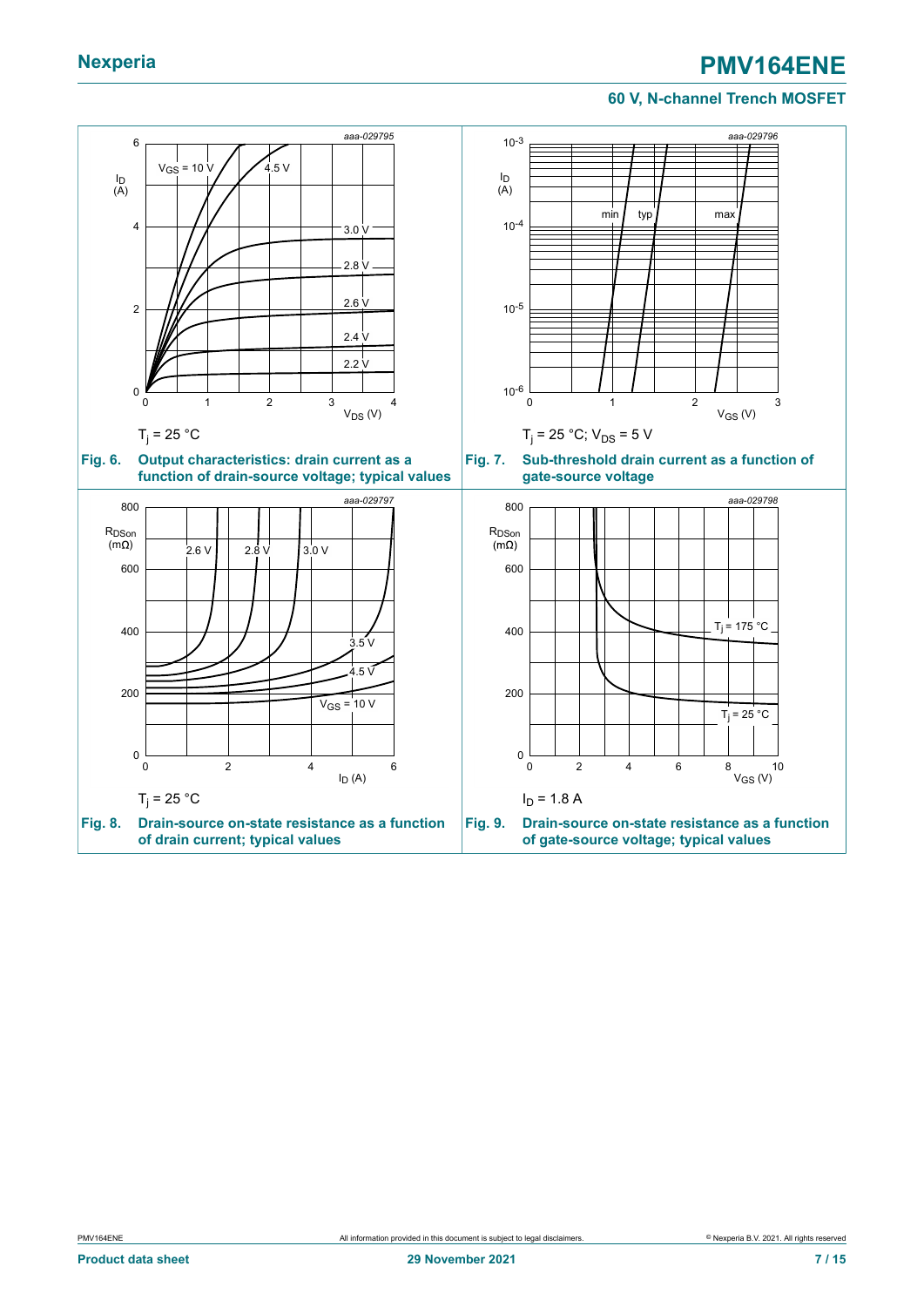$T_j$ = 25 °C

**Fig. 6. Output characteristics: drain current as a function of drain-source voltage; typical values**

$T_j$ = 25 °C; $V_{DS}$ = 5 V

**Fig. 7. Sub-threshold drain current as a function of gate-source voltage**

$T_j$ = 25 °C

**Fig. 8. Drain-source on-state resistance as a function of drain current; typical values**

$I_D$ = 1.8 A

**Fig. 9. Drain-source on-state resistance as a function of gate-source voltage; typical values**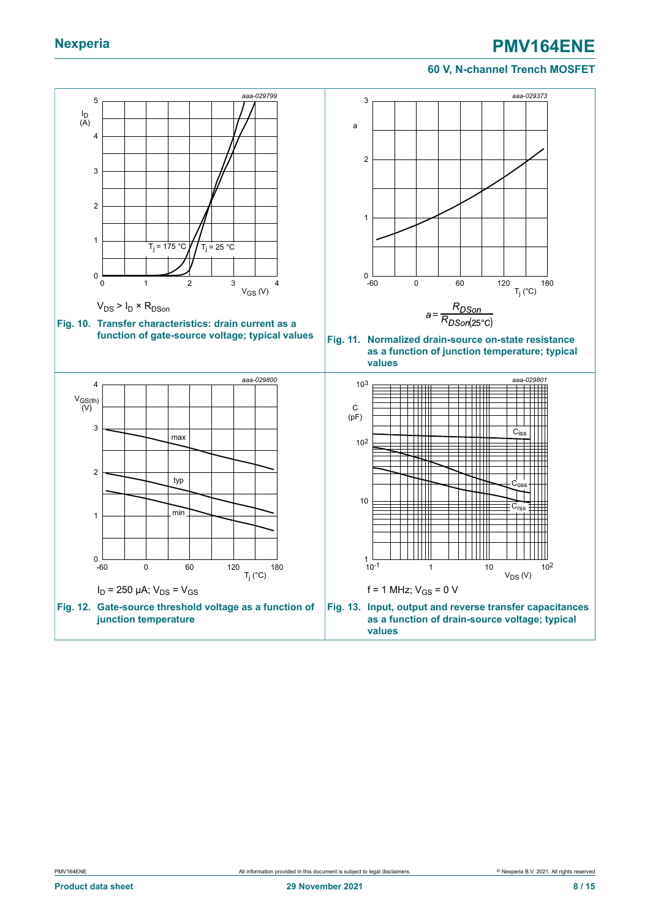$V_{DS} > I_D \times R_{DSon}$

**Fig. 10. Transfer characteristics: drain current as a function of gate-source voltage; typical values**

$$a = \frac{R_{DSon}}{R_{DSon(25°C)}}$$

**Fig. 11. Normalized drain-source on-state resistance as a function of junction temperature; typical values**

$I_D = 250\ \mu A$; $V_{DS} = V_{GS}$

**Fig. 12. Gate-source threshold voltage as a function of junction temperature**

$f = 1$ MHz; $V_{GS} = 0$ V

**Fig. 13. Input, output and reverse transfer capacitances as a function of drain-source voltage; typical values**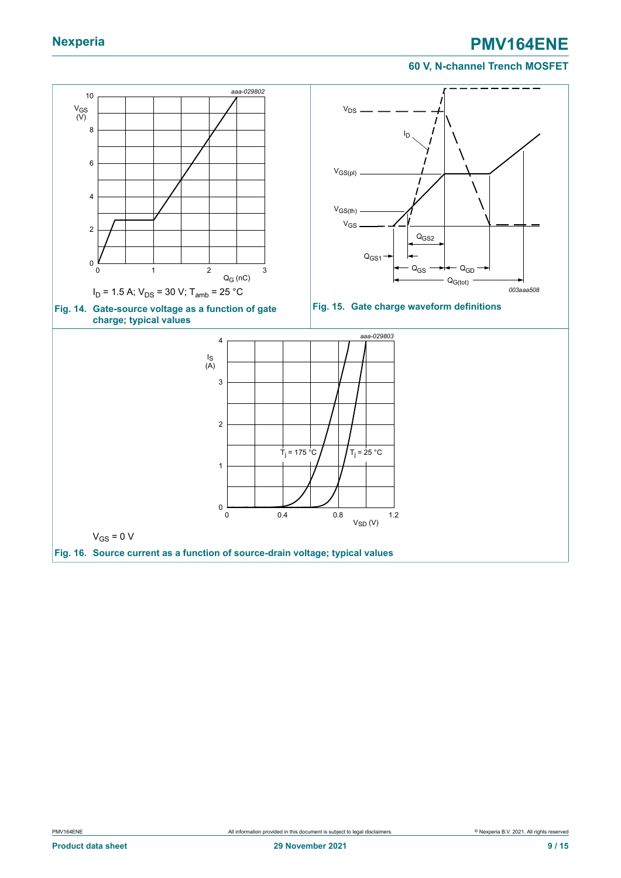$I_D$ = 1.5 A; $V_{DS}$ = 30 V; $T_{amb}$ = 25 °C

**Fig. 14. Gate-source voltage as a function of gate charge; typical values**

**Fig. 15. Gate charge waveform definitions**

$V_{GS}$ = 0 V

**Fig. 16. Source current as a function of source-drain voltage; typical values**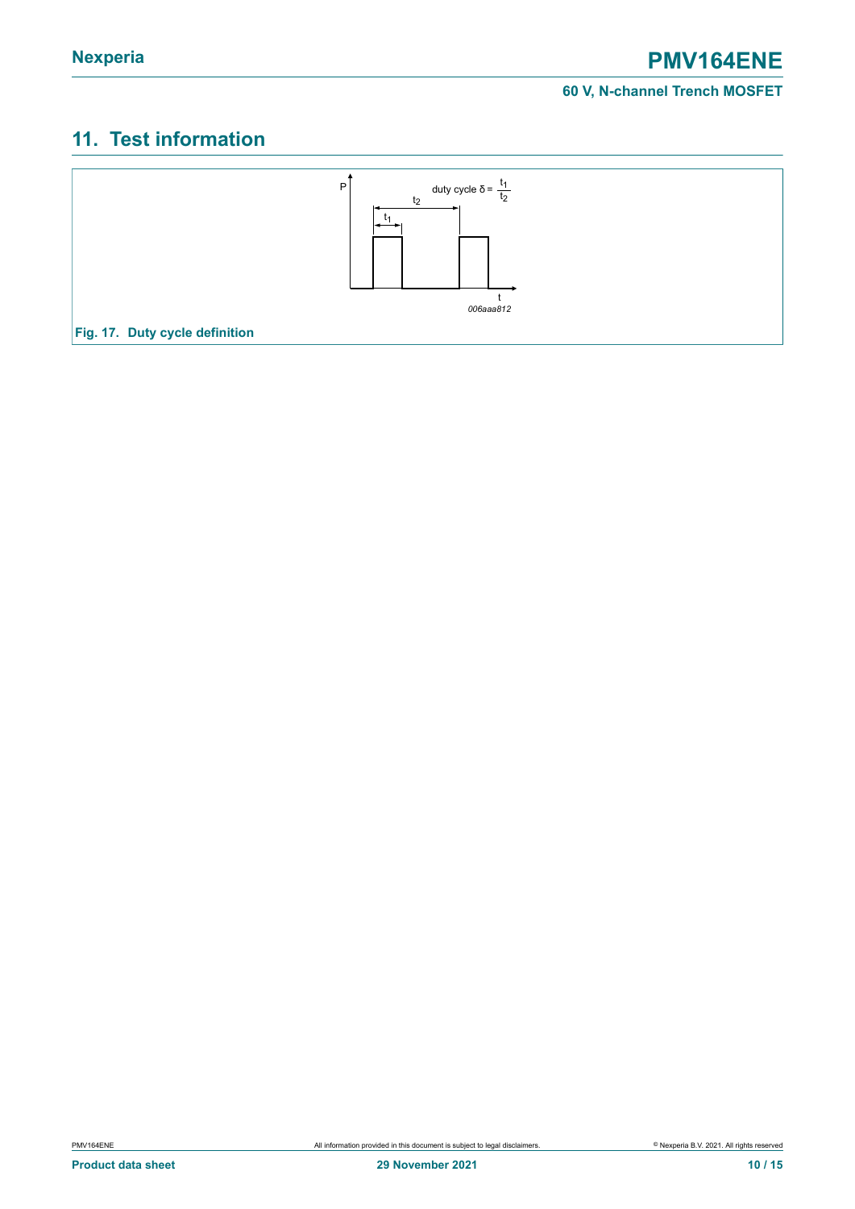## 11. Test information

duty cycle $\delta = \frac{t_1}{t_2}$

006aaa812

**Fig. 17. Duty cycle definition**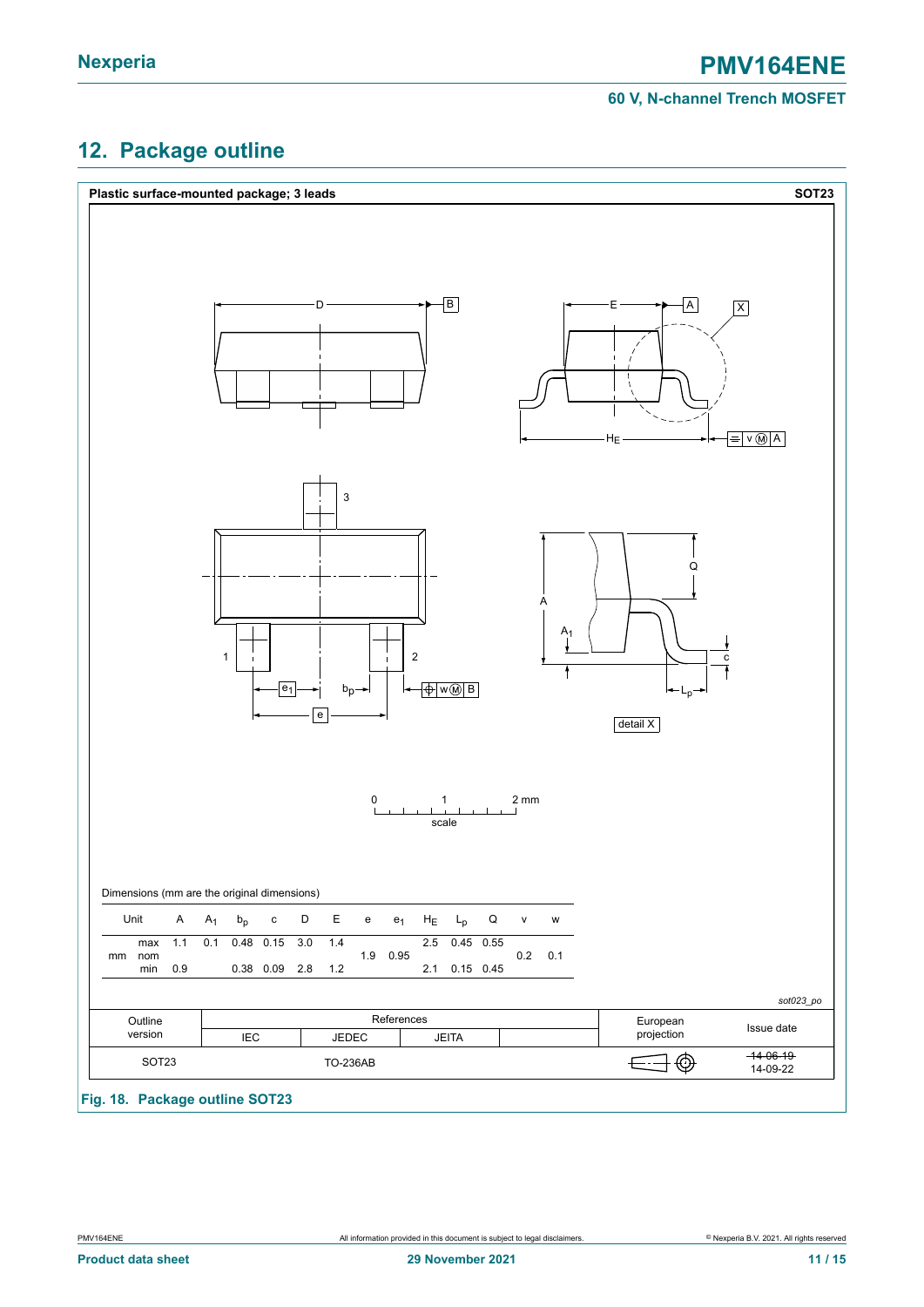## 12. Package outline

**Plastic surface-mounted package; 3 leads** **SOT23**

Dimensions (mm are the original dimensions)

| Unit | | A | $A_1$ | $b_p$ | c | D | E | e | $e_1$ | $H_E$ | $L_p$ | Q | v | w |
|---|---|---|---|---|---|---|---|---|---|---|---|---|---|---|
| mm | max | 1.1 | 0.1 | 0.48 | 0.15 | 3.0 | 1.4 | | | 2.5 | 0.45 | 0.55 | | |
| | nom | | | | | | | 1.9 | 0.95 | | | | 0.2 | 0.1 |
| | min | 0.9 | | 0.38 | 0.09 | 2.8 | 1.2 | | | 2.1 | 0.15 | 0.45 | | |

*sot023_po*

| Outline version | References | | | | European projection | Issue date |
|---|---|---|---|---|---|---|
| | IEC | JEDEC | JEITA | | | |
| SOT23 | | TO-236AB | | | | ~~14-06-19~~ 14-09-22 |

**Fig. 18. Package outline SOT23**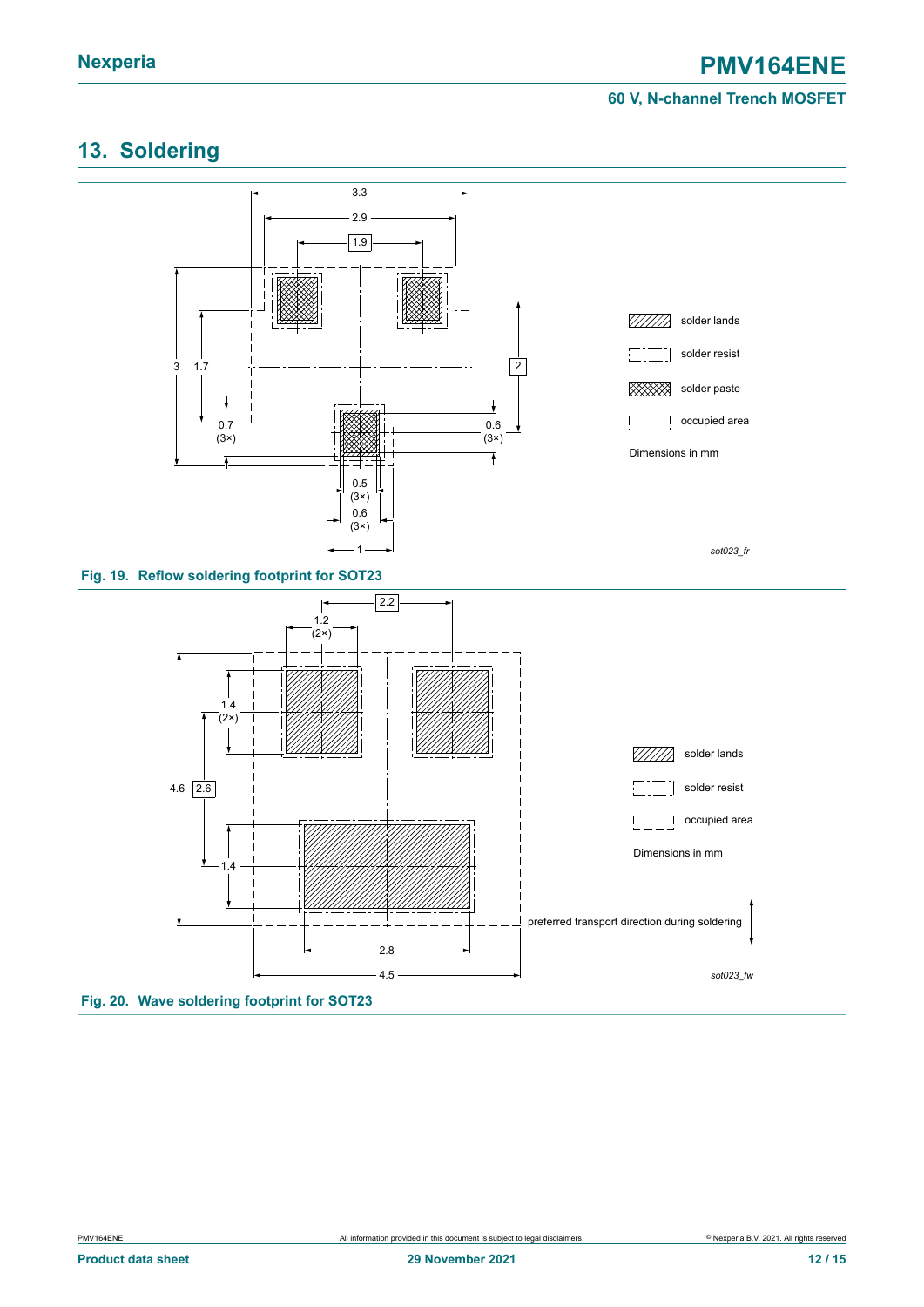## 13. Soldering

Fig. 19. Reflow soldering footprint for SOT23

Fig. 20. Wave soldering footprint for SOT23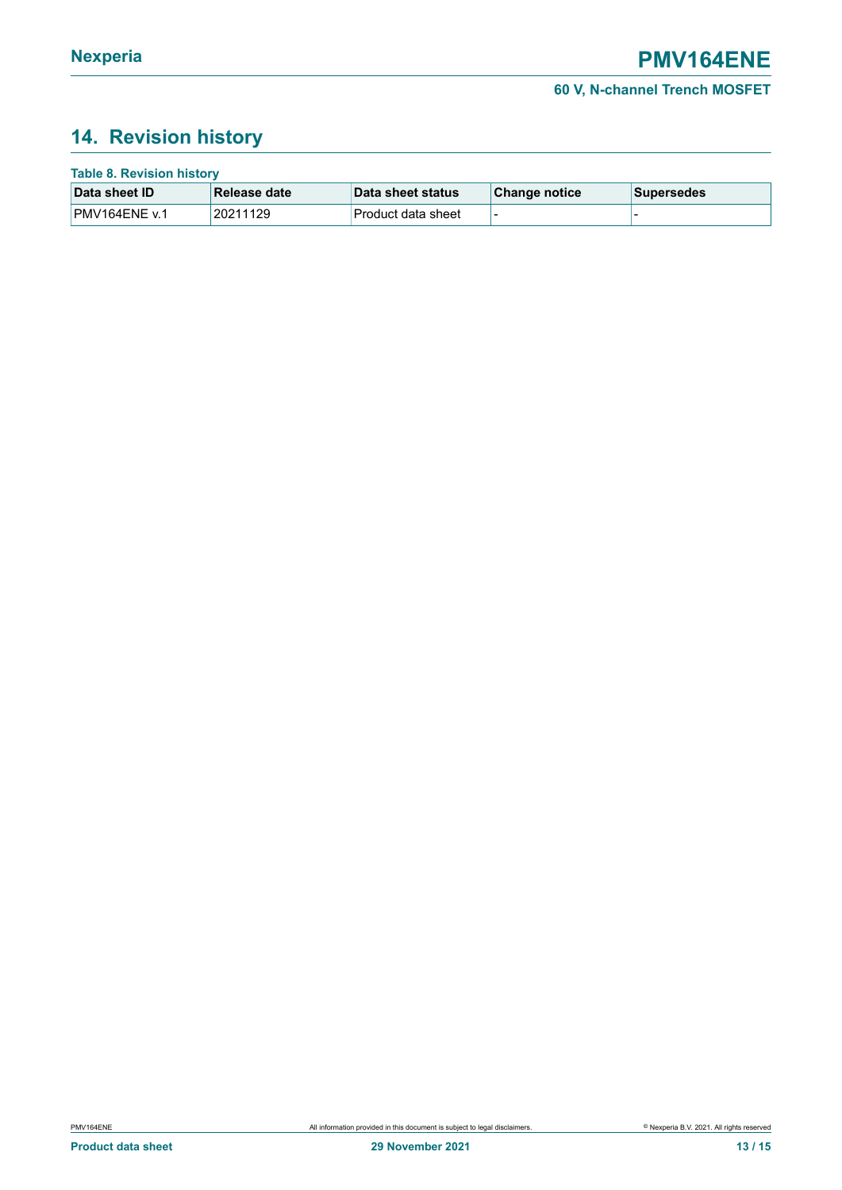## 14. Revision history

**Table 8. Revision history**

| Data sheet ID | Release date | Data sheet status | Change notice | Supersedes |
|---|---|---|---|---|
| PMV164ENE v.1 | 20211129 | Product data sheet | - | - |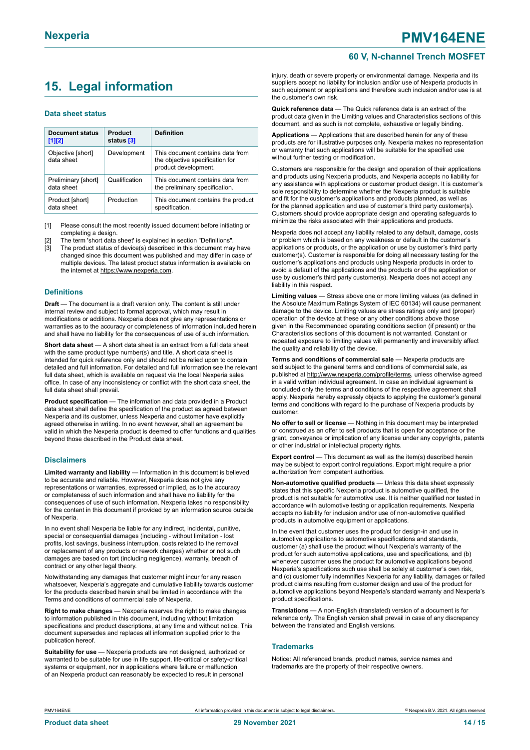## 15. Legal information

### Data sheet status

| Document status [1][2] | Product status [3] | Definition |
|---|---|---|
| Objective [short] data sheet | Development | This document contains data from the objective specification for product development. |
| Preliminary [short] data sheet | Qualification | This document contains data from the preliminary specification. |
| Product [short] data sheet | Production | This document contains the product specification. |

[1] Please consult the most recently issued document before initiating or completing a design.
[2] The term 'short data sheet' is explained in section "Definitions".
[3] The product status of device(s) described in this document may have changed since this document was published and may differ in case of multiple devices. The latest product status information is available on the internet at https://www.nexperia.com.

### Definitions

**Draft** — The document is a draft version only. The content is still under internal review and subject to formal approval, which may result in modifications or additions. Nexperia does not give any representations or warranties as to the accuracy or completeness of information included herein and shall have no liability for the consequences of use of such information.

**Short data sheet** — A short data sheet is an extract from a full data sheet with the same product type number(s) and title. A short data sheet is intended for quick reference only and should not be relied upon to contain detailed and full information. For detailed and full information see the relevant full data sheet, which is available on request via the local Nexperia sales office. In case of any inconsistency or conflict with the short data sheet, the full data sheet shall prevail.

**Product specification** — The information and data provided in a Product data sheet shall define the specification of the product as agreed between Nexperia and its customer, unless Nexperia and customer have explicitly agreed otherwise in writing. In no event however, shall an agreement be valid in which the Nexperia product is deemed to offer functions and qualities beyond those described in the Product data sheet.

### Disclaimers

**Limited warranty and liability** — Information in this document is believed to be accurate and reliable. However, Nexperia does not give any representations or warranties, expressed or implied, as to the accuracy or completeness of such information and shall have no liability for the consequences of use of such information. Nexperia takes no responsibility for the content in this document if provided by an information source outside of Nexperia.

In no event shall Nexperia be liable for any indirect, incidental, punitive, special or consequential damages (including - without limitation - lost profits, lost savings, business interruption, costs related to the removal or replacement of any products or rework charges) whether or not such damages are based on tort (including negligence), warranty, breach of contract or any other legal theory.

Notwithstanding any damages that customer might incur for any reason whatsoever, Nexperia's aggregate and cumulative liability towards customer for the products described herein shall be limited in accordance with the Terms and conditions of commercial sale of Nexperia.

**Right to make changes** — Nexperia reserves the right to make changes to information published in this document, including without limitation specifications and product descriptions, at any time and without notice. This document supersedes and replaces all information supplied prior to the publication hereof.

**Suitability for use** — Nexperia products are not designed, authorized or warranted to be suitable for use in life support, life-critical or safety-critical systems or equipment, nor in applications where failure or malfunction of an Nexperia product can reasonably be expected to result in personal injury, death or severe property or environmental damage. Nexperia and its suppliers accept no liability for inclusion and/or use of Nexperia products in such equipment or applications and therefore such inclusion and/or use is at the customer's own risk.

**Quick reference data** — The Quick reference data is an extract of the product data given in the Limiting values and Characteristics sections of this document, and as such is not complete, exhaustive or legally binding.

**Applications** — Applications that are described herein for any of these products are for illustrative purposes only. Nexperia makes no representation or warranty that such applications will be suitable for the specified use without further testing or modification.

Customers are responsible for the design and operation of their applications and products using Nexperia products, and Nexperia accepts no liability for any assistance with applications or customer product design. It is customer's sole responsibility to determine whether the Nexperia product is suitable and fit for the customer's applications and products planned, as well as for the planned application and use of customer's third party customer(s). Customers should provide appropriate design and operating safeguards to minimize the risks associated with their applications and products.

Nexperia does not accept any liability related to any default, damage, costs or problem which is based on any weakness or default in the customer's applications or products, or the application or use by customer's third party customer(s). Customer is responsible for doing all necessary testing for the customer's applications and products using Nexperia products in order to avoid a default of the applications and the products or of the application or use by customer's third party customer(s). Nexperia does not accept any liability in this respect.

**Limiting values** — Stress above one or more limiting values (as defined in the Absolute Maximum Ratings System of IEC 60134) will cause permanent damage to the device. Limiting values are stress ratings only and (proper) operation of the device at these or any other conditions above those given in the Recommended operating conditions section (if present) or the Characteristics sections of this document is not warranted. Constant or repeated exposure to limiting values will permanently and irreversibly affect the quality and reliability of the device.

**Terms and conditions of commercial sale** — Nexperia products are sold subject to the general terms and conditions of commercial sale, as published at http://www.nexperia.com/profile/terms, unless otherwise agreed in a valid written individual agreement. In case an individual agreement is concluded only the terms and conditions of the respective agreement shall apply. Nexperia hereby expressly objects to applying the customer's general terms and conditions with regard to the purchase of Nexperia products by customer.

**No offer to sell or license** — Nothing in this document may be interpreted or construed as an offer to sell products that is open for acceptance or the grant, conveyance or implication of any license under any copyrights, patents or other industrial or intellectual property rights.

**Export control** — This document as well as the item(s) described herein may be subject to export control regulations. Export might require a prior authorization from competent authorities.

**Non-automotive qualified products** — Unless this data sheet expressly states that this specific Nexperia product is automotive qualified, the product is not suitable for automotive use. It is neither qualified nor tested in accordance with automotive testing or application requirements. Nexperia accepts no liability for inclusion and/or use of non-automotive qualified products in automotive equipment or applications.

In the event that customer uses the product for design-in and use in automotive applications to automotive specifications and standards, customer (a) shall use the product without Nexperia's warranty of the product for such automotive applications, use and specifications, and (b) whenever customer uses the product for automotive applications beyond Nexperia's specifications such use shall be solely at customer's own risk, and (c) customer fully indemnifies Nexperia for any liability, damages or failed product claims resulting from customer design and use of the product for automotive applications beyond Nexperia's standard warranty and Nexperia's product specifications.

**Translations** — A non-English (translated) version of a document is for reference only. The English version shall prevail in case of any discrepancy between the translated and English versions.

### Trademarks

Notice: All referenced brands, product names, service names and trademarks are the property of their respective owners.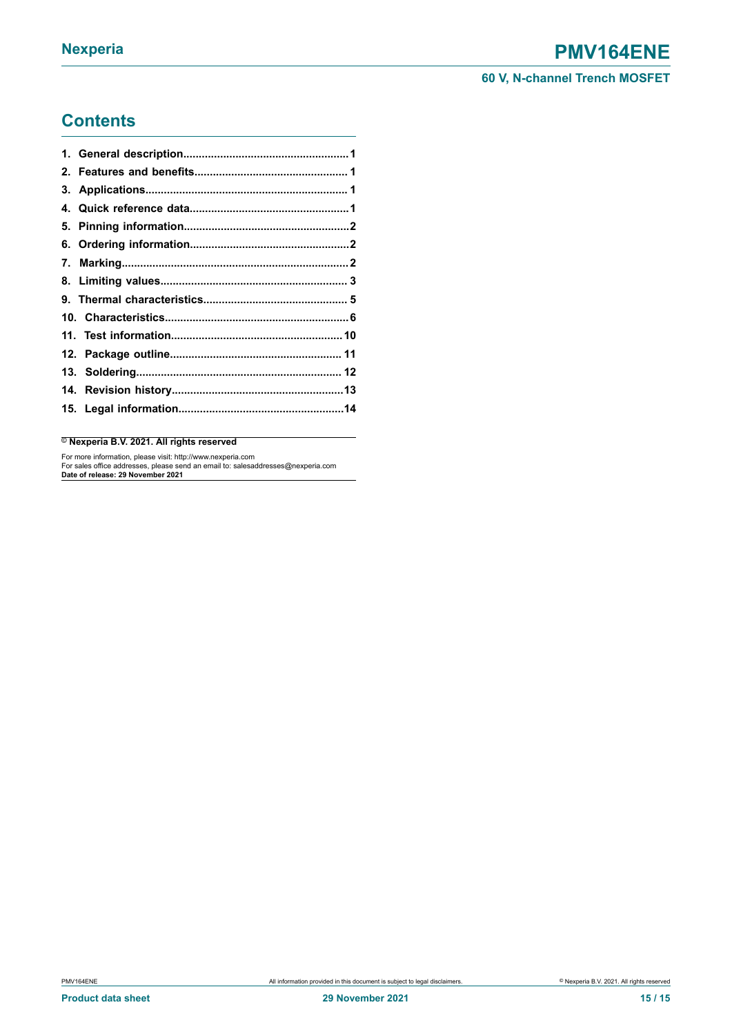## Contents

1. General description......1
2. Features and benefits......1
3. Applications......1
4. Quick reference data......1
5. Pinning information......2
6. Ordering information......2
7. Marking......2
8. Limiting values......3
9. Thermal characteristics......5
10. Characteristics......6
11. Test information......10
12. Package outline......11
13. Soldering......12
14. Revision history......13
15. Legal information......14

**© Nexperia B.V. 2021. All rights reserved**

For more information, please visit: http://www.nexperia.com
For sales office addresses, please send an email to: salesaddresses@nexperia.com
**Date of release: 29 November 2021**